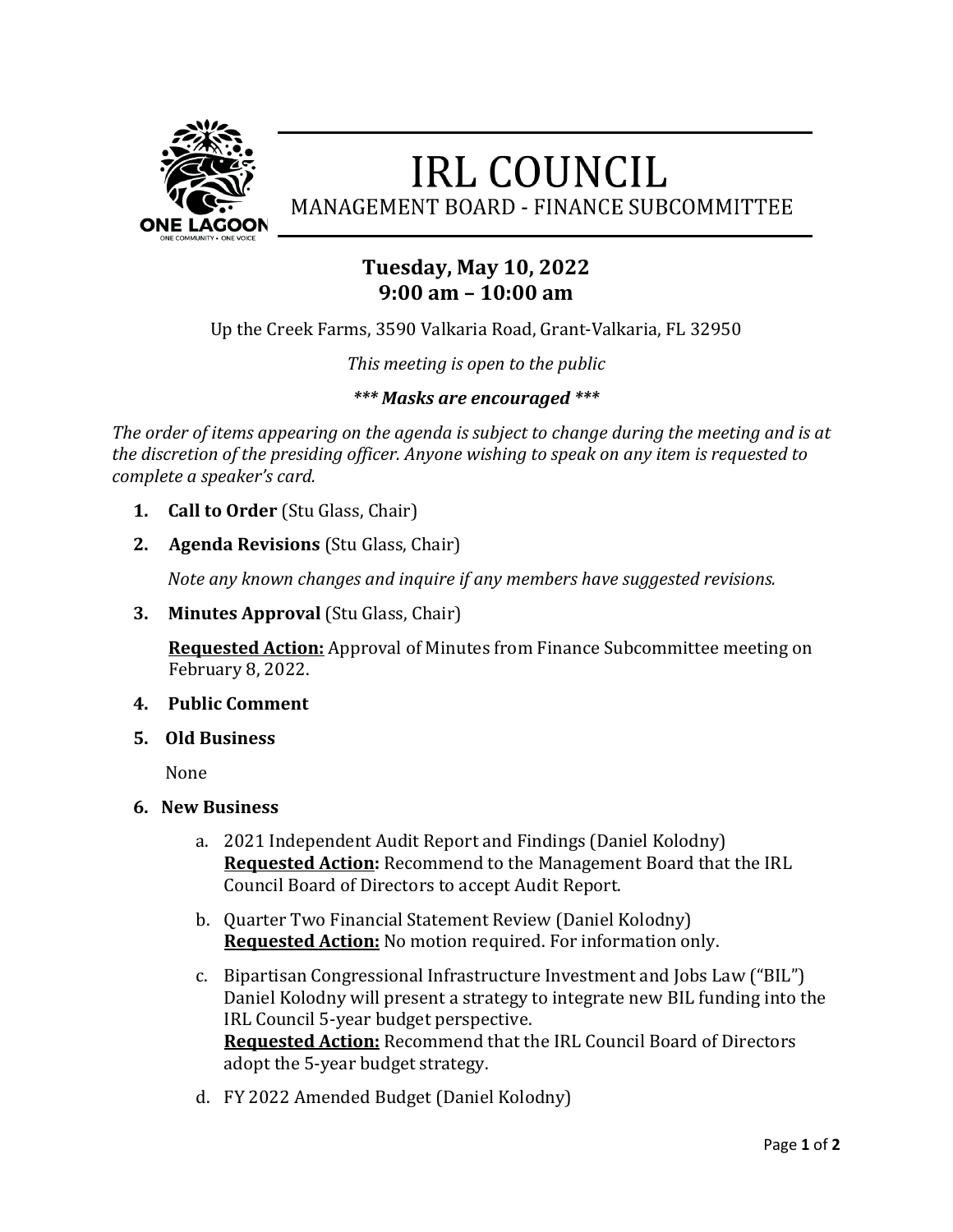# IRL COUNCIL

## MANAGEMENT BOARD - FINANCE SUBCOMMITTEE

### Tuesday, May 10, 2022
### 9:00 am – 10:00 am

Up the Creek Farms, 3590 Valkaria Road, Grant-Valkaria, FL 32950

*This meeting is open to the public*

***\*\*\* Masks are encouraged \*\*\****

*The order of items appearing on the agenda is subject to change during the meeting and is at the discretion of the presiding officer. Anyone wishing to speak on any item is requested to complete a speaker's card.*

1. **Call to Order** (Stu Glass, Chair)

2. **Agenda Revisions** (Stu Glass, Chair)

   *Note any known changes and inquire if any members have suggested revisions.*

3. **Minutes Approval** (Stu Glass, Chair)

   **Requested Action:** Approval of Minutes from Finance Subcommittee meeting on February 8, 2022.

4. **Public Comment**

5. **Old Business**

   None

6. **New Business**

   a. 2021 Independent Audit Report and Findings (Daniel Kolodny)
   **Requested Action:** Recommend to the Management Board that the IRL Council Board of Directors to accept Audit Report.

   b. Quarter Two Financial Statement Review (Daniel Kolodny)
   **Requested Action:** No motion required. For information only.

   c. Bipartisan Congressional Infrastructure Investment and Jobs Law ("BIL") Daniel Kolodny will present a strategy to integrate new BIL funding into the IRL Council 5-year budget perspective.
   **Requested Action:** Recommend that the IRL Council Board of Directors adopt the 5-year budget strategy.

   d. FY 2022 Amended Budget (Daniel Kolodny)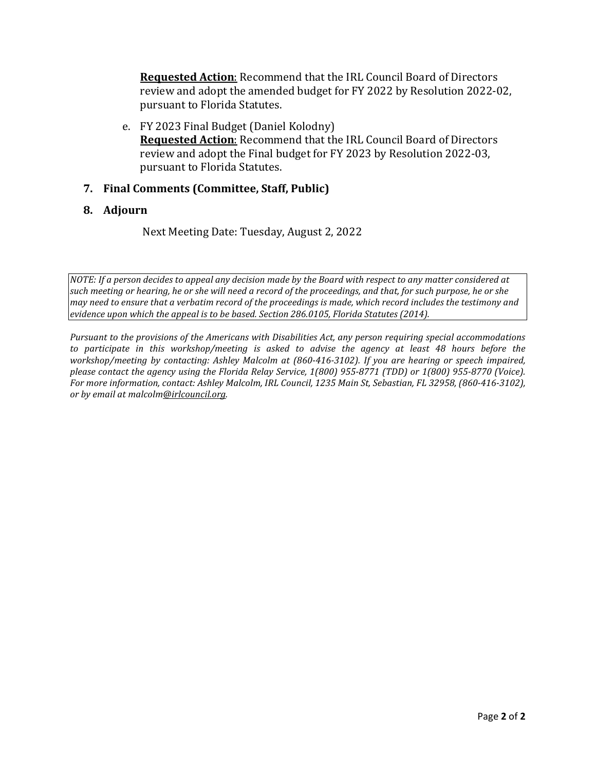**Requested Action**: Recommend that the IRL Council Board of Directors review and adopt the amended budget for FY 2022 by Resolution 2022-02, pursuant to Florida Statutes.

e. FY 2023 Final Budget (Daniel Kolodny)
**Requested Action**: Recommend that the IRL Council Board of Directors review and adopt the Final budget for FY 2023 by Resolution 2022-03, pursuant to Florida Statutes.

**7. Final Comments (Committee, Staff, Public)**

**8. Adjourn**

Next Meeting Date: Tuesday, August 2, 2022

*NOTE: If a person decides to appeal any decision made by the Board with respect to any matter considered at such meeting or hearing, he or she will need a record of the proceedings, and that, for such purpose, he or she may need to ensure that a verbatim record of the proceedings is made, which record includes the testimony and evidence upon which the appeal is to be based. Section 286.0105, Florida Statutes (2014).*

*Pursuant to the provisions of the Americans with Disabilities Act, any person requiring special accommodations to participate in this workshop/meeting is asked to advise the agency at least 48 hours before the workshop/meeting by contacting: Ashley Malcolm at (860-416-3102). If you are hearing or speech impaired, please contact the agency using the Florida Relay Service, 1(800) 955-8771 (TDD) or 1(800) 955-8770 (Voice). For more information, contact: Ashley Malcolm, IRL Council, 1235 Main St, Sebastian, FL 32958, (860-416-3102), or by email at malcolm@irlcouncil.org.*